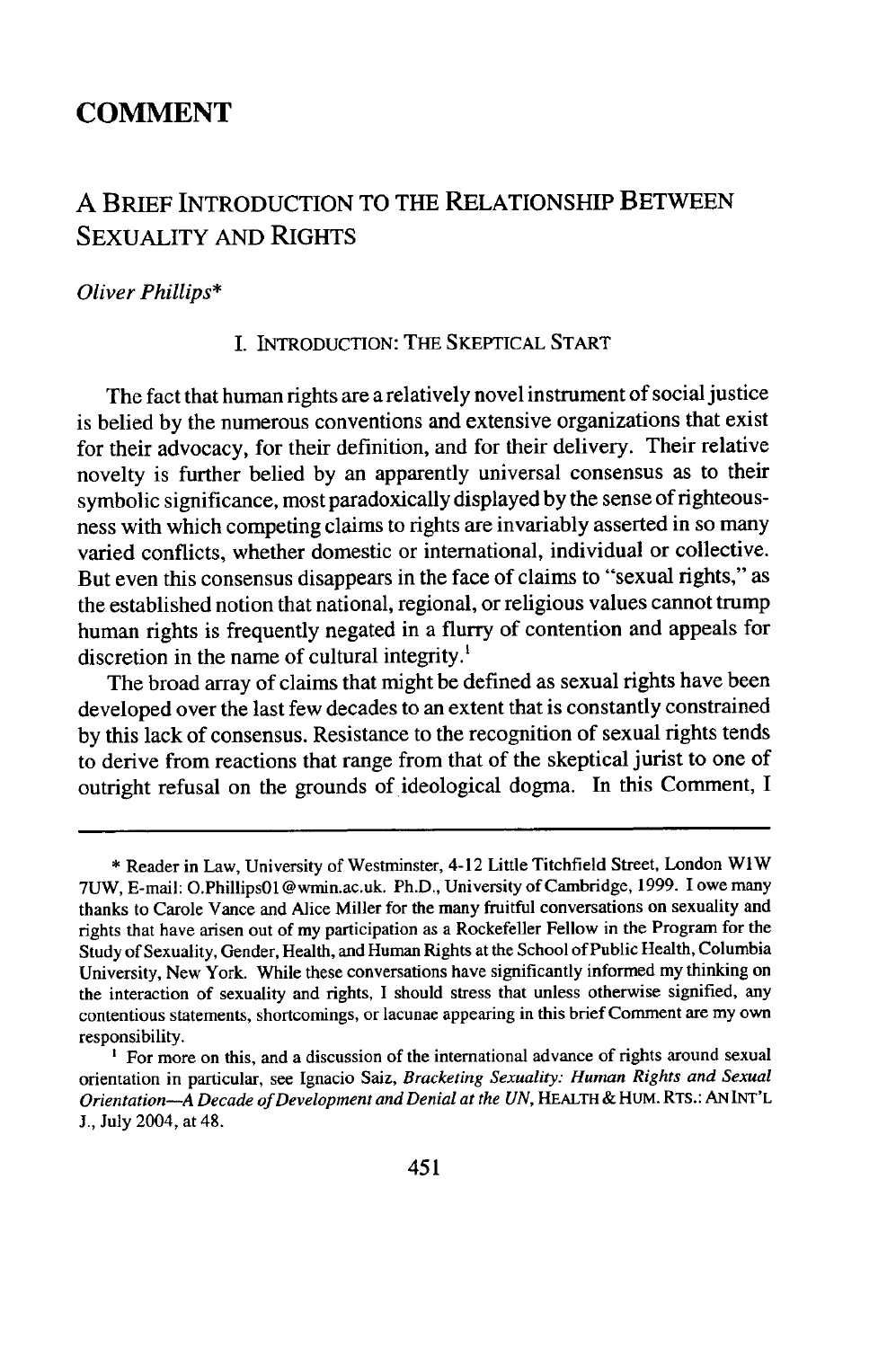# COMMENT

## A BRIEF INTRODUCTION TO THE RELATIONSHIP BETWEEN SEXUALITY AND RIGHTS

*Oliver Phillips**

### I. INTRODUCTION: THE SKEPTICAL START

The fact that human rights are a relatively novel instrument of social justice is belied by the numerous conventions and extensive organizations that exist for their advocacy, for their definition, and for their delivery. Their relative novelty is further belied by an apparently universal consensus as to their symbolic significance, most paradoxically displayed by the sense of righteousness with which competing claims to rights are invariably asserted in so many varied conflicts, whether domestic or international, individual or collective. But even this consensus disappears in the face of claims to "sexual rights," as the established notion that national, regional, or religious values cannot trump human rights is frequently negated in a flurry of contention and appeals for discretion in the name of cultural integrity.[1]

The broad array of claims that might be defined as sexual rights have been developed over the last few decades to an extent that is constantly constrained by this lack of consensus. Resistance to the recognition of sexual rights tends to derive from reactions that range from that of the skeptical jurist to one of outright refusal on the grounds of ideological dogma. In this Comment, I

---

\* Reader in Law, University of Westminster, 4-12 Little Titchfield Street, London W1W 7UW, E-mail: O.Phillips01@wmin.ac.uk. Ph.D., University of Cambridge, 1999. I owe many thanks to Carole Vance and Alice Miller for the many fruitful conversations on sexuality and rights that have arisen out of my participation as a Rockefeller Fellow in the Program for the Study of Sexuality, Gender, Health, and Human Rights at the School of Public Health, Columbia University, New York. While these conversations have significantly informed my thinking on the interaction of sexuality and rights, I should stress that unless otherwise signified, any contentious statements, shortcomings, or lacunae appearing in this brief Comment are my own responsibility.

[1] For more on this, and a discussion of the international advance of rights around sexual orientation in particular, see Ignacio Saiz, *Bracketing Sexuality: Human Rights and Sexual Orientation—A Decade of Development and Denial at the UN*, HEALTH & HUM. RTS.: AN INT'L J., July 2004, at 48.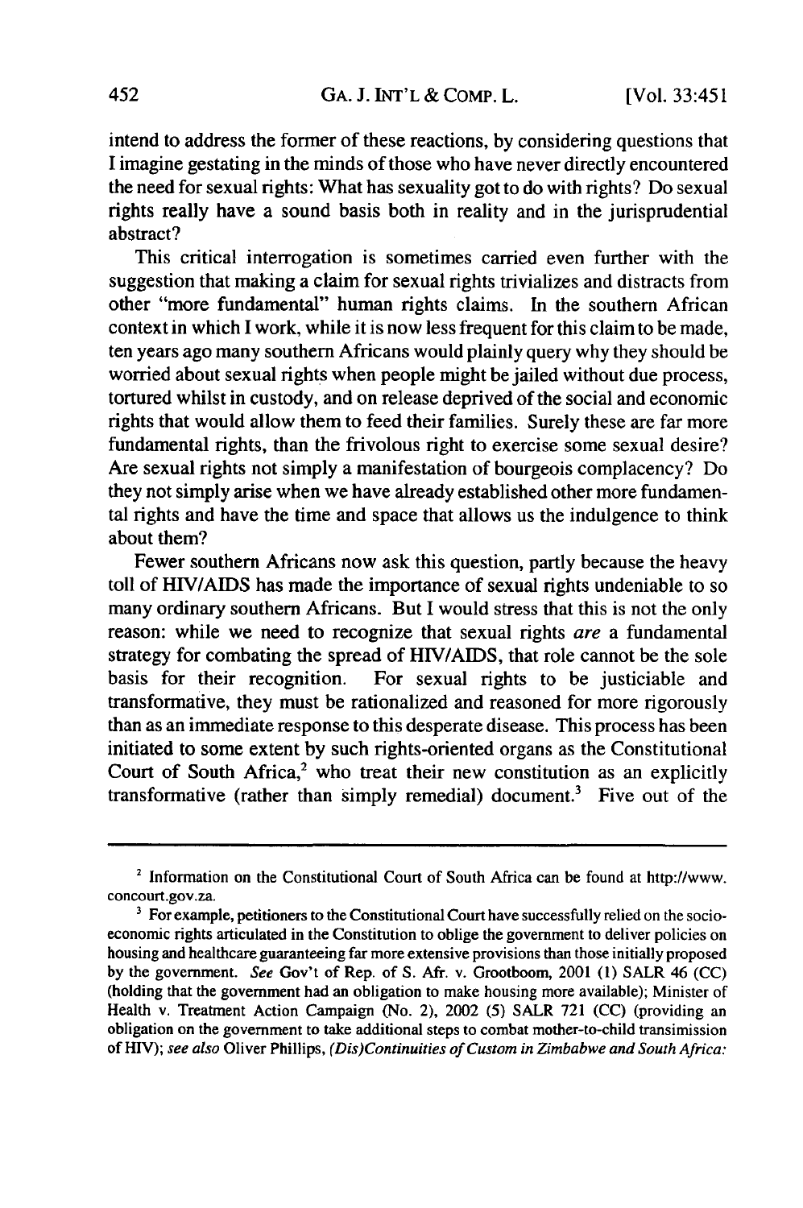intend to address the former of these reactions, by considering questions that I imagine gestating in the minds of those who have never directly encountered the need for sexual rights: What has sexuality got to do with rights? Do sexual rights really have a sound basis both in reality and in the jurisprudential abstract?

This critical interrogation is sometimes carried even further with the suggestion that making a claim for sexual rights trivializes and distracts from other "more fundamental" human rights claims. In the southern African context in which I work, while it is now less frequent for this claim to be made, ten years ago many southern Africans would plainly query why they should be worried about sexual rights when people might be jailed without due process, tortured whilst in custody, and on release deprived of the social and economic rights that would allow them to feed their families. Surely these are far more fundamental rights, than the frivolous right to exercise some sexual desire? Are sexual rights not simply a manifestation of bourgeois complacency? Do they not simply arise when we have already established other more fundamental rights and have the time and space that allows us the indulgence to think about them?

Fewer southern Africans now ask this question, partly because the heavy toll of HIV/AIDS has made the importance of sexual rights undeniable to so many ordinary southern Africans. But I would stress that this is not the only reason: while we need to recognize that sexual rights *are* a fundamental strategy for combating the spread of HIV/AIDS, that role cannot be the sole basis for their recognition. For sexual rights to be justiciable and transformative, they must be rationalized and reasoned for more rigorously than as an immediate response to this desperate disease. This process has been initiated to some extent by such rights-oriented organs as the Constitutional Court of South Africa,[2] who treat their new constitution as an explicitly transformative (rather than simply remedial) document.[3] Five out of the

---

[2] Information on the Constitutional Court of South Africa can be found at http://www.concourt.gov.za.

[3] For example, petitioners to the Constitutional Court have successfully relied on the socio-economic rights articulated in the Constitution to oblige the government to deliver policies on housing and healthcare guaranteeing far more extensive provisions than those initially proposed by the government. *See* Gov't of Rep. of S. Afr. v. Grootboom, 2001 (1) SALR 46 (CC) (holding that the government had an obligation to make housing more available); Minister of Health v. Treatment Action Campaign (No. 2), 2002 (5) SALR 721 (CC) (providing an obligation on the government to take additional steps to combat mother-to-child transimission of HIV); *see also* Oliver Phillips, *(Dis)Continuities of Custom in Zimbabwe and South Africa:*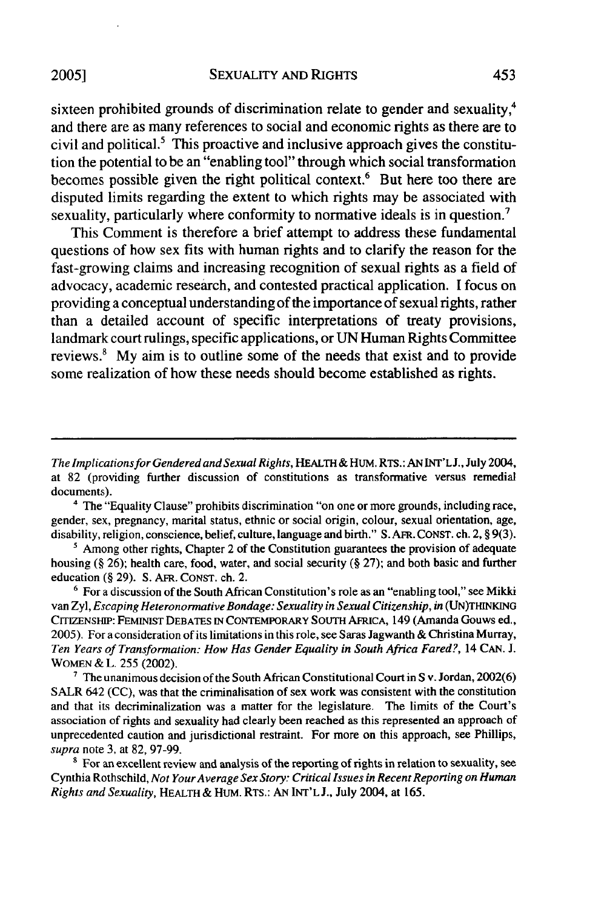sixteen prohibited grounds of discrimination relate to gender and sexuality,[4] and there are as many references to social and economic rights as there are to civil and political.[5] This proactive and inclusive approach gives the constitution the potential to be an "enabling tool" through which social transformation becomes possible given the right political context.[6] But here too there are disputed limits regarding the extent to which rights may be associated with sexuality, particularly where conformity to normative ideals is in question.[7]

This Comment is therefore a brief attempt to address these fundamental questions of how sex fits with human rights and to clarify the reason for the fast-growing claims and increasing recognition of sexual rights as a field of advocacy, academic research, and contested practical application. I focus on providing a conceptual understanding of the importance of sexual rights, rather than a detailed account of specific interpretations of treaty provisions, landmark court rulings, specific applications, or UN Human Rights Committee reviews.[8] My aim is to outline some of the needs that exist and to provide some realization of how these needs should become established as rights.

---

*The Implications for Gendered and Sexual Rights*, HEALTH & HUM. RTS.: AN INT'L J., July 2004, at 82 (providing further discussion of constitutions as transformative versus remedial documents).

[4] The "Equality Clause" prohibits discrimination "on one or more grounds, including race, gender, sex, pregnancy, marital status, ethnic or social origin, colour, sexual orientation, age, disability, religion, conscience, belief, culture, language and birth." S. AFR. CONST. ch. 2, § 9(3).

[5] Among other rights, Chapter 2 of the Constitution guarantees the provision of adequate housing (§ 26); health care, food, water, and social security (§ 27); and both basic and further education (§ 29). S. AFR. CONST. ch. 2.

[6] For a discussion of the South African Constitution's role as an "enabling tool," see Mikki van Zyl, *Escaping Heteronormative Bondage: Sexuality in Sexual Citizenship*, *in* (UN)THINKING CITIZENSHIP: FEMINIST DEBATES IN CONTEMPORARY SOUTH AFRICA, 149 (Amanda Gouws ed., 2005). For a consideration of its limitations in this role, see Saras Jagwanth & Christina Murray, *Ten Years of Transformation: How Has Gender Equality in South Africa Fared?*, 14 CAN. J. WOMEN & L. 255 (2002).

[7] The unanimous decision of the South African Constitutional Court in S v. Jordan, 2002(6) SALR 642 (CC), was that the criminalisation of sex work was consistent with the constitution and that its decriminalization was a matter for the legislature. The limits of the Court's association of rights and sexuality had clearly been reached as this represented an approach of unprecedented caution and jurisdictional restraint. For more on this approach, see Phillips, *supra* note 3, at 82, 97-99.

[8] For an excellent review and analysis of the reporting of rights in relation to sexuality, see Cynthia Rothschild, *Not Your Average Sex Story: Critical Issues in Recent Reporting on Human Rights and Sexuality*, HEALTH & HUM. RTS.: AN INT'L J., July 2004, at 165.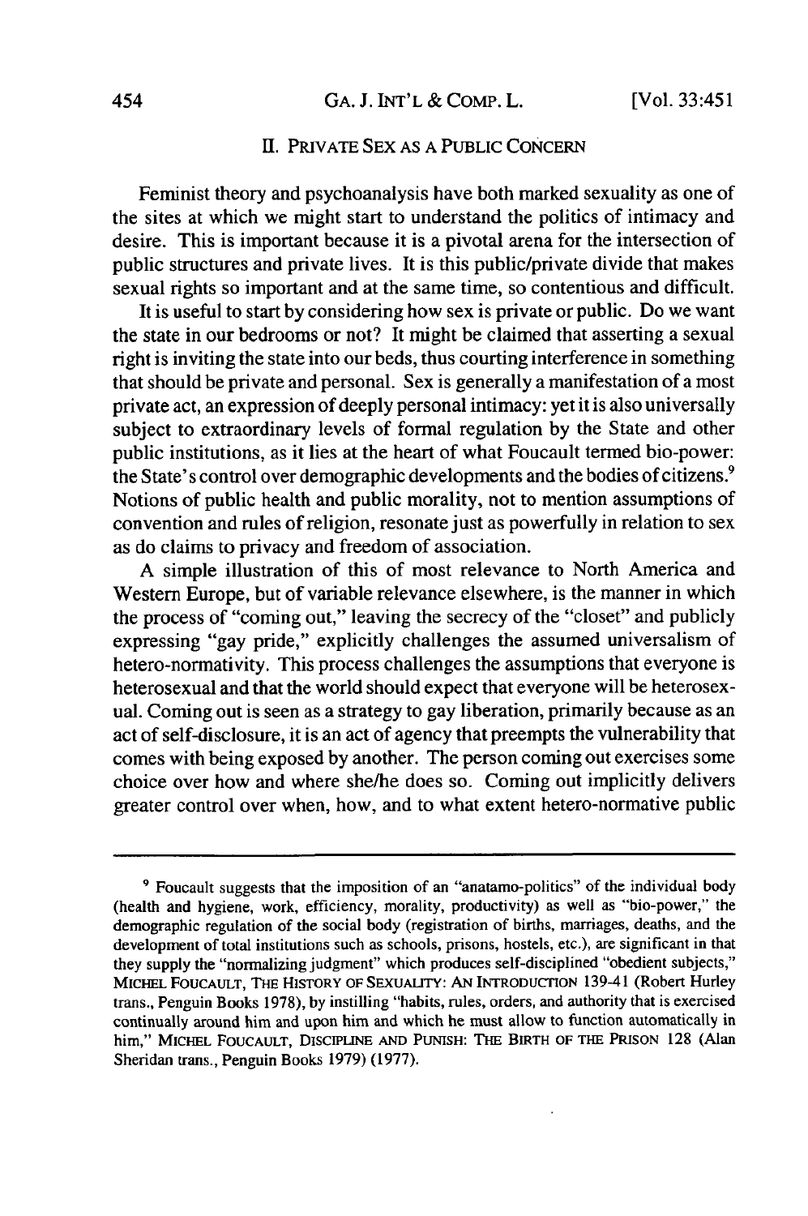## II. PRIVATE SEX AS A PUBLIC CONCERN

Feminist theory and psychoanalysis have both marked sexuality as one of the sites at which we might start to understand the politics of intimacy and desire. This is important because it is a pivotal arena for the intersection of public structures and private lives. It is this public/private divide that makes sexual rights so important and at the same time, so contentious and difficult.

It is useful to start by considering how sex is private or public. Do we want the state in our bedrooms or not? It might be claimed that asserting a sexual right is inviting the state into our beds, thus courting interference in something that should be private and personal. Sex is generally a manifestation of a most private act, an expression of deeply personal intimacy: yet it is also universally subject to extraordinary levels of formal regulation by the State and other public institutions, as it lies at the heart of what Foucault termed bio-power: the State's control over demographic developments and the bodies of citizens.[9] Notions of public health and public morality, not to mention assumptions of convention and rules of religion, resonate just as powerfully in relation to sex as do claims to privacy and freedom of association.

A simple illustration of this of most relevance to North America and Western Europe, but of variable relevance elsewhere, is the manner in which the process of "coming out," leaving the secrecy of the "closet" and publicly expressing "gay pride," explicitly challenges the assumed universalism of hetero-normativity. This process challenges the assumptions that everyone is heterosexual and that the world should expect that everyone will be heterosexual. Coming out is seen as a strategy to gay liberation, primarily because as an act of self-disclosure, it is an act of agency that preempts the vulnerability that comes with being exposed by another. The person coming out exercises some choice over how and where she/he does so. Coming out implicitly delivers greater control over when, how, and to what extent hetero-normative public

---

[9] Foucault suggests that the imposition of an "anatamo-politics" of the individual body (health and hygiene, work, efficiency, morality, productivity) as well as "bio-power," the demographic regulation of the social body (registration of births, marriages, deaths, and the development of total institutions such as schools, prisons, hostels, etc.), are significant in that they supply the "normalizing judgment" which produces self-disciplined "obedient subjects," MICHEL FOUCAULT, THE HISTORY OF SEXUALITY: AN INTRODUCTION 139-41 (Robert Hurley trans., Penguin Books 1978), by instilling "habits, rules, orders, and authority that is exercised continually around him and upon him and which he must allow to function automatically in him," MICHEL FOUCAULT, DISCIPLINE AND PUNISH: THE BIRTH OF THE PRISON 128 (Alan Sheridan trans., Penguin Books 1979) (1977).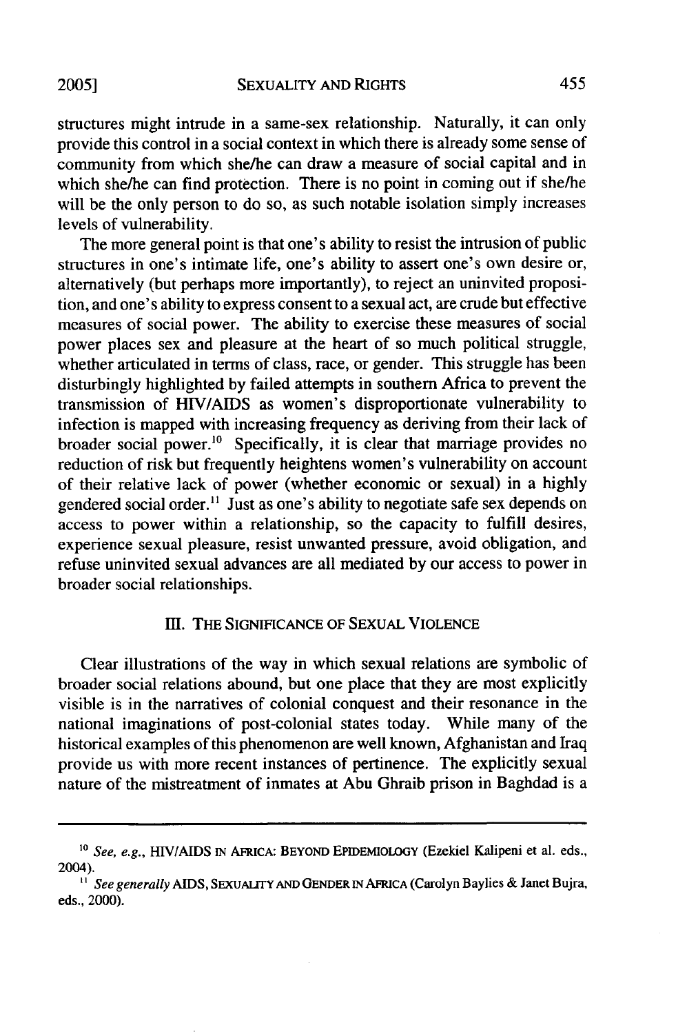structures might intrude in a same-sex relationship. Naturally, it can only provide this control in a social context in which there is already some sense of community from which she/he can draw a measure of social capital and in which she/he can find protection. There is no point in coming out if she/he will be the only person to do so, as such notable isolation simply increases levels of vulnerability.

The more general point is that one's ability to resist the intrusion of public structures in one's intimate life, one's ability to assert one's own desire or, alternatively (but perhaps more importantly), to reject an uninvited proposition, and one's ability to express consent to a sexual act, are crude but effective measures of social power. The ability to exercise these measures of social power places sex and pleasure at the heart of so much political struggle, whether articulated in terms of class, race, or gender. This struggle has been disturbingly highlighted by failed attempts in southern Africa to prevent the transmission of HIV/AIDS as women's disproportionate vulnerability to infection is mapped with increasing frequency as deriving from their lack of broader social power.[10] Specifically, it is clear that marriage provides no reduction of risk but frequently heightens women's vulnerability on account of their relative lack of power (whether economic or sexual) in a highly gendered social order.[11] Just as one's ability to negotiate safe sex depends on access to power within a relationship, so the capacity to fulfill desires, experience sexual pleasure, resist unwanted pressure, avoid obligation, and refuse uninvited sexual advances are all mediated by our access to power in broader social relationships.

## III. THE SIGNIFICANCE OF SEXUAL VIOLENCE

Clear illustrations of the way in which sexual relations are symbolic of broader social relations abound, but one place that they are most explicitly visible is in the narratives of colonial conquest and their resonance in the national imaginations of post-colonial states today. While many of the historical examples of this phenomenon are well known, Afghanistan and Iraq provide us with more recent instances of pertinence. The explicitly sexual nature of the mistreatment of inmates at Abu Ghraib prison in Baghdad is a

---

[10] *See, e.g.*, HIV/AIDS IN AFRICA: BEYOND EPIDEMIOLOGY (Ezekiel Kalipeni et al. eds., 2004).

[11] *See generally* AIDS, SEXUALITY AND GENDER IN AFRICA (Carolyn Baylies & Janet Bujra, eds., 2000).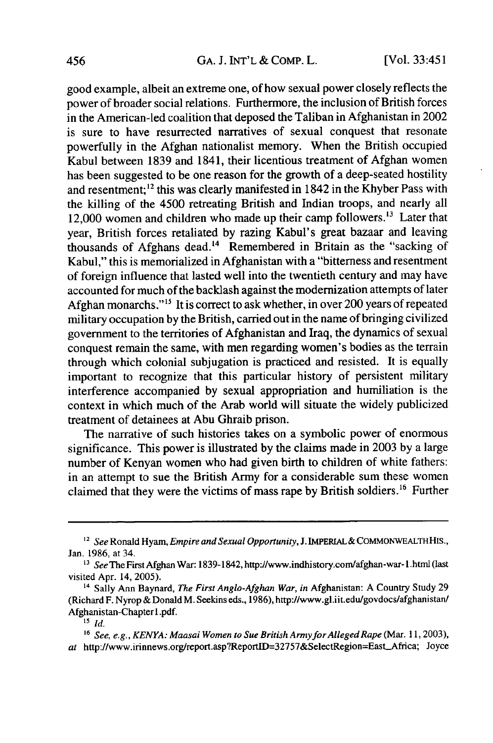good example, albeit an extreme one, of how sexual power closely reflects the power of broader social relations. Furthermore, the inclusion of British forces in the American-led coalition that deposed the Taliban in Afghanistan in 2002 is sure to have resurrected narratives of sexual conquest that resonate powerfully in the Afghan nationalist memory. When the British occupied Kabul between 1839 and 1841, their licentious treatment of Afghan women has been suggested to be one reason for the growth of a deep-seated hostility and resentment;[12] this was clearly manifested in 1842 in the Khyber Pass with the killing of the 4500 retreating British and Indian troops, and nearly all 12,000 women and children who made up their camp followers.[13] Later that year, British forces retaliated by razing Kabul's great bazaar and leaving thousands of Afghans dead.[14] Remembered in Britain as the "sacking of Kabul," this is memorialized in Afghanistan with a "bitterness and resentment of foreign influence that lasted well into the twentieth century and may have accounted for much of the backlash against the modernization attempts of later Afghan monarchs."[15] It is correct to ask whether, in over 200 years of repeated military occupation by the British, carried out in the name of bringing civilized government to the territories of Afghanistan and Iraq, the dynamics of sexual conquest remain the same, with men regarding women's bodies as the terrain through which colonial subjugation is practiced and resisted. It is equally important to recognize that this particular history of persistent military interference accompanied by sexual appropriation and humiliation is the context in which much of the Arab world will situate the widely publicized treatment of detainees at Abu Ghraib prison.

The narrative of such histories takes on a symbolic power of enormous significance. This power is illustrated by the claims made in 2003 by a large number of Kenyan women who had given birth to children of white fathers: in an attempt to sue the British Army for a considerable sum these women claimed that they were the victims of mass rape by British soldiers.[16] Further

---

[12] *See* Ronald Hyam, *Empire and Sexual Opportunity*, J. IMPERIAL & COMMONWEALTH HIS., Jan. 1986, at 34.

[13] *See* The First Afghan War: 1839-1842, http://www.indhistory.com/afghan-war-1.html (last visited Apr. 14, 2005).

[14] Sally Ann Baynard, *The First Anglo-Afghan War*, *in* Afghanistan: A Country Study 29 (Richard F. Nyrop & Donald M. Seekins eds., 1986), http://www.gl.iit.edu/govdocs/afghanistan/Afghanistan-Chapter1.pdf.

[15] *Id.*

[16] *See, e.g.*, *KENYA: Maasai Women to Sue British Army for Alleged Rape* (Mar. 11, 2003), *at* http://www.irinnews.org/report.asp?ReportID=32757&SelectRegion=East_Africa; Joyce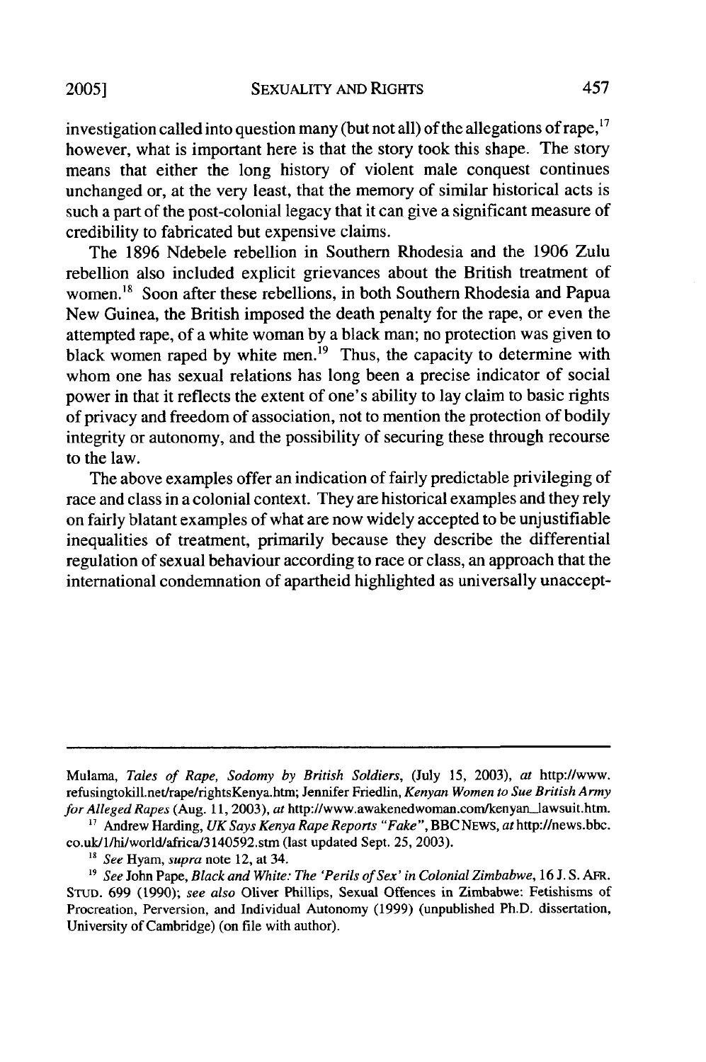investigation called into question many (but not all) of the allegations of rape,[17] however, what is important here is that the story took this shape. The story means that either the long history of violent male conquest continues unchanged or, at the very least, that the memory of similar historical acts is such a part of the post-colonial legacy that it can give a significant measure of credibility to fabricated but expensive claims.

The 1896 Ndebele rebellion in Southern Rhodesia and the 1906 Zulu rebellion also included explicit grievances about the British treatment of women.[18] Soon after these rebellions, in both Southern Rhodesia and Papua New Guinea, the British imposed the death penalty for the rape, or even the attempted rape, of a white woman by a black man; no protection was given to black women raped by white men.[19] Thus, the capacity to determine with whom one has sexual relations has long been a precise indicator of social power in that it reflects the extent of one's ability to lay claim to basic rights of privacy and freedom of association, not to mention the protection of bodily integrity or autonomy, and the possibility of securing these through recourse to the law.

The above examples offer an indication of fairly predictable privileging of race and class in a colonial context. They are historical examples and they rely on fairly blatant examples of what are now widely accepted to be unjustifiable inequalities of treatment, primarily because they describe the differential regulation of sexual behaviour according to race or class, an approach that the international condemnation of apartheid highlighted as universally unaccept-

---

Mulama, *Tales of Rape, Sodomy by British Soldiers*, (July 15, 2003), *at* http://www.refusingtokill.net/rape/rightsKenya.htm; Jennifer Friedlin, *Kenyan Women to Sue British Army for Alleged Rapes* (Aug. 11, 2003), *at* http://www.awakenedwoman.com/kenyan_lawsuit.htm.

[17] Andrew Harding, *UK Says Kenya Rape Reports "Fake"*, BBC NEWS, *at* http://news.bbc.co.uk/1/hi/world/africa/3140592.stm (last updated Sept. 25, 2003).

[18] *See* Hyam, *supra* note 12, at 34.

[19] *See* John Pape, *Black and White: The 'Perils of Sex' in Colonial Zimbabwe*, 16 J. S. AFR. STUD. 699 (1990); *see also* Oliver Phillips, Sexual Offences in Zimbabwe: Fetishisms of Procreation, Perversion, and Individual Autonomy (1999) (unpublished Ph.D. dissertation, University of Cambridge) (on file with author).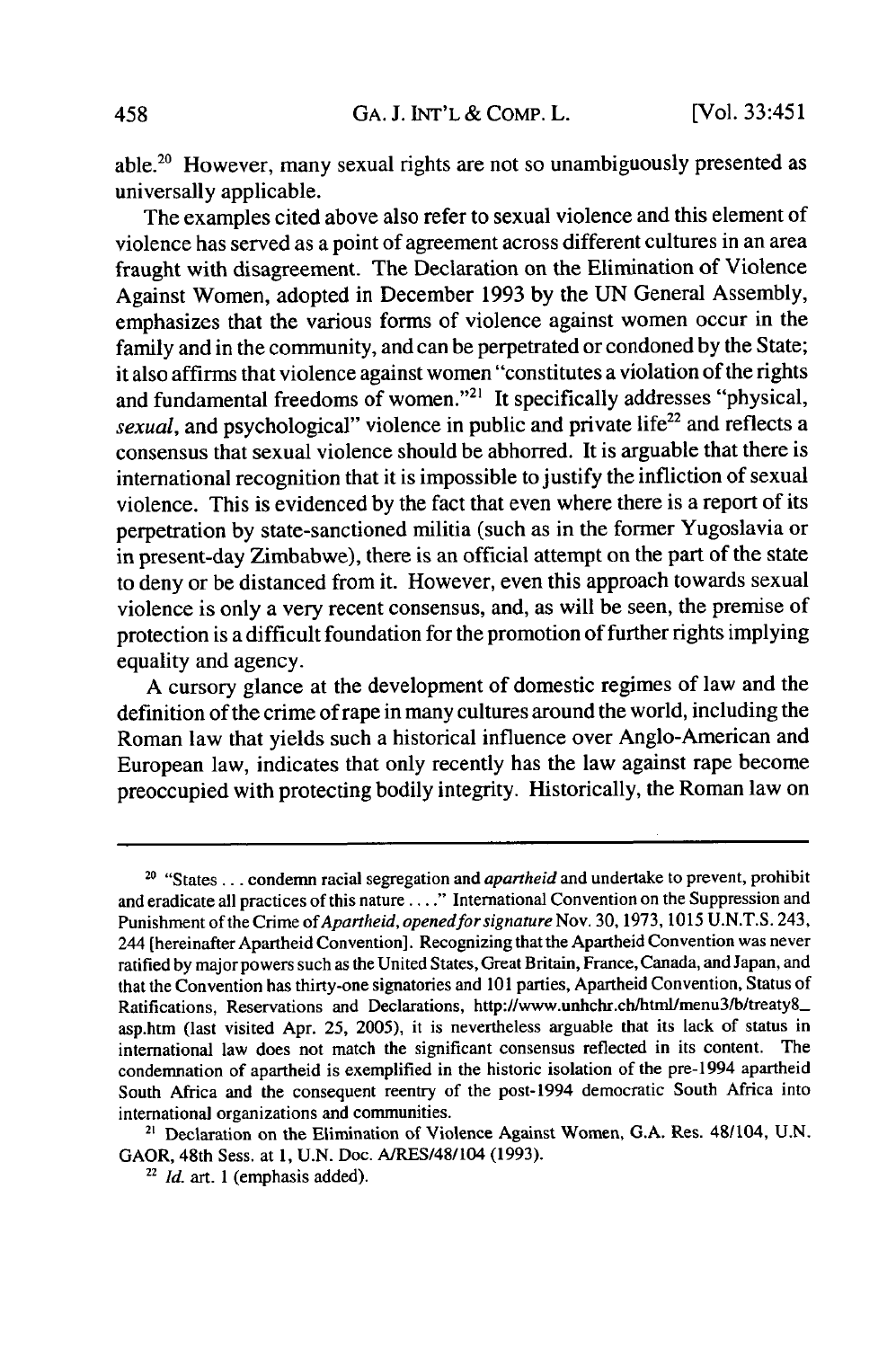able.[20] However, many sexual rights are not so unambiguously presented as universally applicable.

The examples cited above also refer to sexual violence and this element of violence has served as a point of agreement across different cultures in an area fraught with disagreement. The Declaration on the Elimination of Violence Against Women, adopted in December 1993 by the UN General Assembly, emphasizes that the various forms of violence against women occur in the family and in the community, and can be perpetrated or condoned by the State; it also affirms that violence against women "constitutes a violation of the rights and fundamental freedoms of women."[21] It specifically addresses "physical, *sexual*, and psychological" violence in public and private life[22] and reflects a consensus that sexual violence should be abhorred. It is arguable that there is international recognition that it is impossible to justify the infliction of sexual violence. This is evidenced by the fact that even where there is a report of its perpetration by state-sanctioned militia (such as in the former Yugoslavia or in present-day Zimbabwe), there is an official attempt on the part of the state to deny or be distanced from it. However, even this approach towards sexual violence is only a very recent consensus, and, as will be seen, the premise of protection is a difficult foundation for the promotion of further rights implying equality and agency.

A cursory glance at the development of domestic regimes of law and the definition of the crime of rape in many cultures around the world, including the Roman law that yields such a historical influence over Anglo-American and European law, indicates that only recently has the law against rape become preoccupied with protecting bodily integrity. Historically, the Roman law on

---

[20] "States . . . condemn racial segregation and *apartheid* and undertake to prevent, prohibit and eradicate all practices of this nature . . . ." International Convention on the Suppression and Punishment of the Crime of *Apartheid*, *opened for signature* Nov. 30, 1973, 1015 U.N.T.S. 243, 244 [hereinafter Apartheid Convention]. Recognizing that the Apartheid Convention was never ratified by major powers such as the United States, Great Britain, France, Canada, and Japan, and that the Convention has thirty-one signatories and 101 parties, Apartheid Convention, Status of Ratifications, Reservations and Declarations, http://www.unhchr.ch/html/menu3/b/treaty8_asp.htm (last visited Apr. 25, 2005), it is nevertheless arguable that its lack of status in international law does not match the significant consensus reflected in its content. The condemnation of apartheid is exemplified in the historic isolation of the pre-1994 apartheid South Africa and the consequent reentry of the post-1994 democratic South Africa into international organizations and communities.

[21] Declaration on the Elimination of Violence Against Women, G.A. Res. 48/104, U.N. GAOR, 48th Sess. at 1, U.N. Doc. A/RES/48/104 (1993).

[22] *Id.* art. 1 (emphasis added).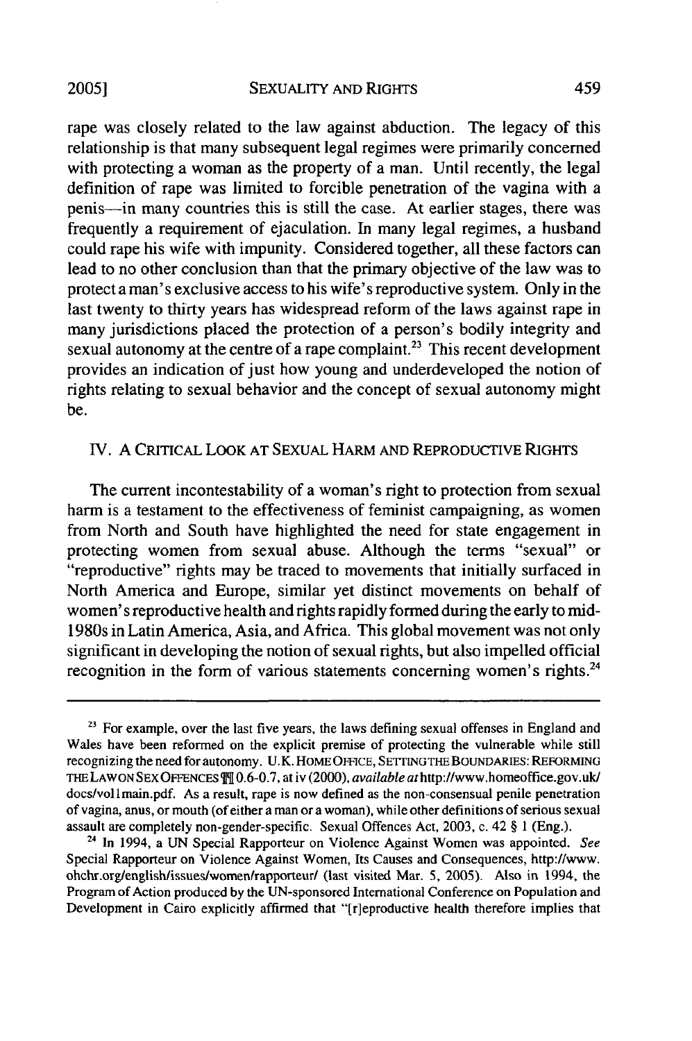rape was closely related to the law against abduction. The legacy of this relationship is that many subsequent legal regimes were primarily concerned with protecting a woman as the property of a man. Until recently, the legal definition of rape was limited to forcible penetration of the vagina with a penis—in many countries this is still the case. At earlier stages, there was frequently a requirement of ejaculation. In many legal regimes, a husband could rape his wife with impunity. Considered together, all these factors can lead to no other conclusion than that the primary objective of the law was to protect a man's exclusive access to his wife's reproductive system. Only in the last twenty to thirty years has widespread reform of the laws against rape in many jurisdictions placed the protection of a person's bodily integrity and sexual autonomy at the centre of a rape complaint.[23] This recent development provides an indication of just how young and underdeveloped the notion of rights relating to sexual behavior and the concept of sexual autonomy might be.

## IV. A CRITICAL LOOK AT SEXUAL HARM AND REPRODUCTIVE RIGHTS

The current incontestability of a woman's right to protection from sexual harm is a testament to the effectiveness of feminist campaigning, as women from North and South have highlighted the need for state engagement in protecting women from sexual abuse. Although the terms "sexual" or "reproductive" rights may be traced to movements that initially surfaced in North America and Europe, similar yet distinct movements on behalf of women's reproductive health and rights rapidly formed during the early to mid-1980s in Latin America, Asia, and Africa. This global movement was not only significant in developing the notion of sexual rights, but also impelled official recognition in the form of various statements concerning women's rights.[24]

---

[23] For example, over the last five years, the laws defining sexual offenses in England and Wales have been reformed on the explicit premise of protecting the vulnerable while still recognizing the need for autonomy. U.K. HOME OFFICE, SETTING THE BOUNDARIES: REFORMING THE LAW ON SEX OFFENCES ¶¶ 0.6-0.7, at iv (2000), *available at* http://www.homeoffice.gov.uk/docs/vol1main.pdf. As a result, rape is now defined as the non-consensual penile penetration of vagina, anus, or mouth (of either a man or a woman), while other definitions of serious sexual assault are completely non-gender-specific. Sexual Offences Act, 2003, c. 42 § 1 (Eng.).

[24] In 1994, a UN Special Rapporteur on Violence Against Women was appointed. *See* Special Rapporteur on Violence Against Women, Its Causes and Consequences, http://www.ohchr.org/english/issues/women/rapporteur/ (last visited Mar. 5, 2005). Also in 1994, the Program of Action produced by the UN-sponsored International Conference on Population and Development in Cairo explicitly affirmed that "[r]eproductive health therefore implies that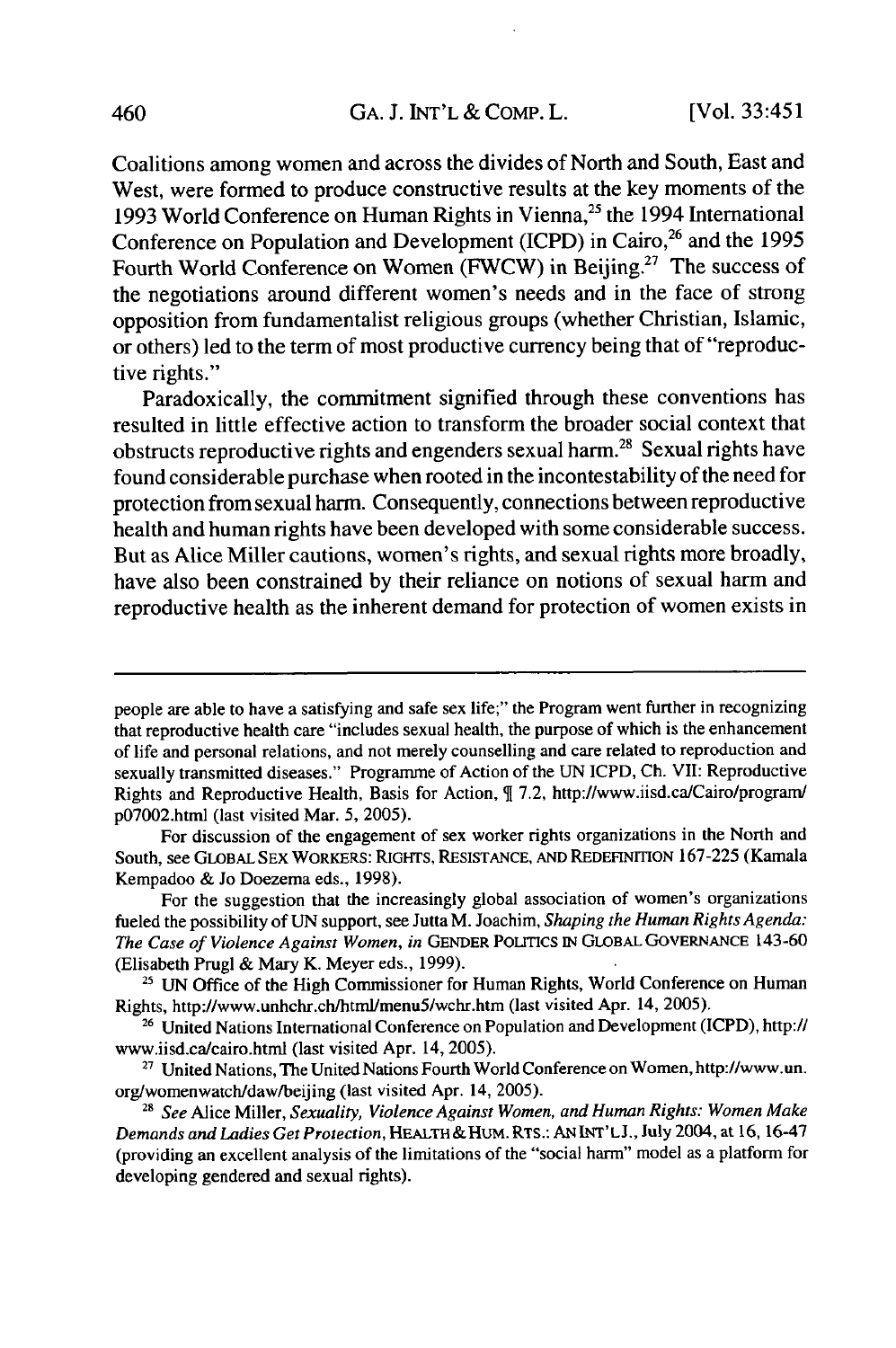Coalitions among women and across the divides of North and South, East and West, were formed to produce constructive results at the key moments of the 1993 World Conference on Human Rights in Vienna,[25] the 1994 International Conference on Population and Development (ICPD) in Cairo,[26] and the 1995 Fourth World Conference on Women (FWCW) in Beijing.[27] The success of the negotiations around different women's needs and in the face of strong opposition from fundamentalist religious groups (whether Christian, Islamic, or others) led to the term of most productive currency being that of "reproductive rights."

Paradoxically, the commitment signified through these conventions has resulted in little effective action to transform the broader social context that obstructs reproductive rights and engenders sexual harm.[28] Sexual rights have found considerable purchase when rooted in the incontestability of the need for protection from sexual harm. Consequently, connections between reproductive health and human rights have been developed with some considerable success. But as Alice Miller cautions, women's rights, and sexual rights more broadly, have also been constrained by their reliance on notions of sexual harm and reproductive health as the inherent demand for protection of women exists in

---

people are able to have a satisfying and safe sex life;" the Program went further in recognizing that reproductive health care "includes sexual health, the purpose of which is the enhancement of life and personal relations, and not merely counselling and care related to reproduction and sexually transmitted diseases." Programme of Action of the UN ICPD, Ch. VII: Reproductive Rights and Reproductive Health, Basis for Action, ¶ 7.2, http://www.iisd.ca/Cairo/program/p07002.html (last visited Mar. 5, 2005).

For discussion of the engagement of sex worker rights organizations in the North and South, see GLOBAL SEX WORKERS: RIGHTS, RESISTANCE, AND REDEFINITION 167-225 (Kamala Kempadoo & Jo Doezema eds., 1998).

For the suggestion that the increasingly global association of women's organizations fueled the possibility of UN support, see Jutta M. Joachim, *Shaping the Human Rights Agenda: The Case of Violence Against Women*, *in* GENDER POLITICS IN GLOBAL GOVERNANCE 143-60 (Elisabeth Prugl & Mary K. Meyer eds., 1999).

[25] UN Office of the High Commissioner for Human Rights, World Conference on Human Rights, http://www.unhchr.ch/html/menu5/wchr.htm (last visited Apr. 14, 2005).

[26] United Nations International Conference on Population and Development (ICPD), http://www.iisd.ca/cairo.html (last visited Apr. 14, 2005).

[27] United Nations, The United Nations Fourth World Conference on Women, http://www.un.org/womenwatch/daw/beijing (last visited Apr. 14, 2005).

[28] *See* Alice Miller, *Sexuality, Violence Against Women, and Human Rights: Women Make Demands and Ladies Get Protection*, HEALTH & HUM. RTS.: AN INT'L J., July 2004, at 16, 16-47 (providing an excellent analysis of the limitations of the "social harm" model as a platform for developing gendered and sexual rights).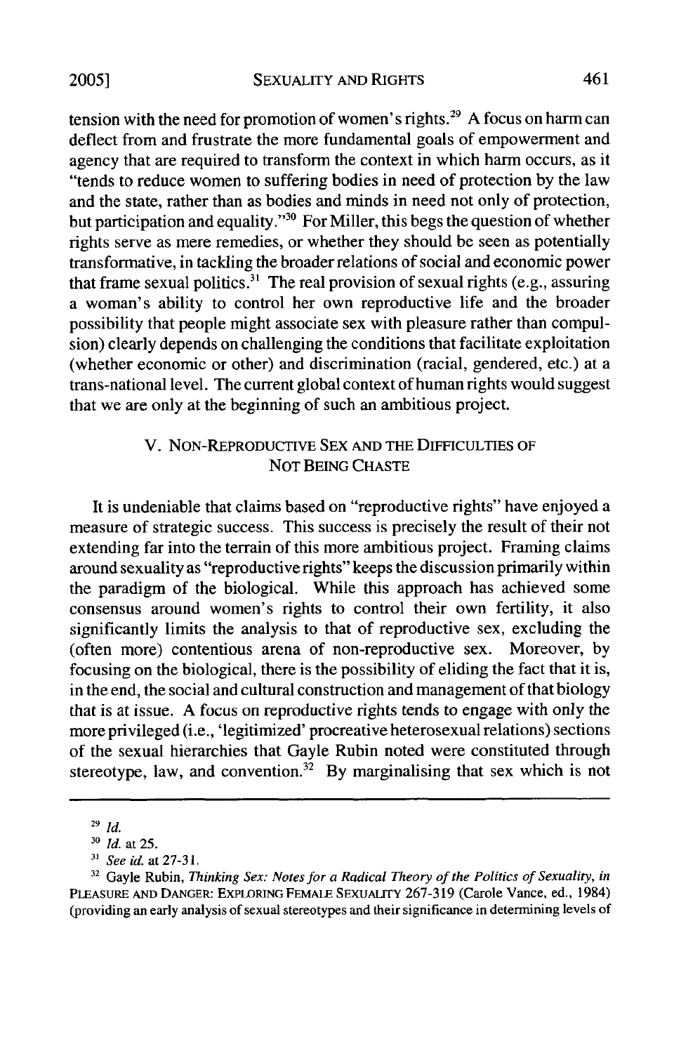tension with the need for promotion of women's rights.[29] A focus on harm can deflect from and frustrate the more fundamental goals of empowerment and agency that are required to transform the context in which harm occurs, as it "tends to reduce women to suffering bodies in need of protection by the law and the state, rather than as bodies and minds in need not only of protection, but participation and equality."[30] For Miller, this begs the question of whether rights serve as mere remedies, or whether they should be seen as potentially transformative, in tackling the broader relations of social and economic power that frame sexual politics.[31] The real provision of sexual rights (e.g., assuring a woman's ability to control her own reproductive life and the broader possibility that people might associate sex with pleasure rather than compulsion) clearly depends on challenging the conditions that facilitate exploitation (whether economic or other) and discrimination (racial, gendered, etc.) at a trans-national level. The current global context of human rights would suggest that we are only at the beginning of such an ambitious project.

## V. NON-REPRODUCTIVE SEX AND THE DIFFICULTIES OF NOT BEING CHASTE

It is undeniable that claims based on "reproductive rights" have enjoyed a measure of strategic success. This success is precisely the result of their not extending far into the terrain of this more ambitious project. Framing claims around sexuality as "reproductive rights" keeps the discussion primarily within the paradigm of the biological. While this approach has achieved some consensus around women's rights to control their own fertility, it also significantly limits the analysis to that of reproductive sex, excluding the (often more) contentious arena of non-reproductive sex. Moreover, by focusing on the biological, there is the possibility of eliding the fact that it is, in the end, the social and cultural construction and management of that biology that is at issue. A focus on reproductive rights tends to engage with only the more privileged (i.e., 'legitimized' procreative heterosexual relations) sections of the sexual hierarchies that Gayle Rubin noted were constituted through stereotype, law, and convention.[32] By marginalising that sex which is not

---

[29] *Id.*

[30] *Id.* at 25.

[31] *See id.* at 27-31.

[32] Gayle Rubin, *Thinking Sex: Notes for a Radical Theory of the Politics of Sexuality*, *in* PLEASURE AND DANGER: EXPLORING FEMALE SEXUALITY 267-319 (Carole Vance, ed., 1984) (providing an early analysis of sexual stereotypes and their significance in determining levels of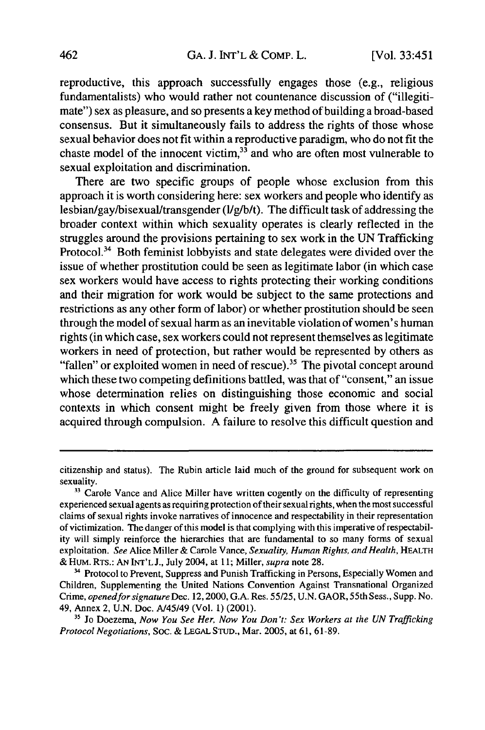reproductive, this approach successfully engages those (e.g., religious fundamentalists) who would rather not countenance discussion of ("illegitimate") sex as pleasure, and so presents a key method of building a broad-based consensus. But it simultaneously fails to address the rights of those whose sexual behavior does not fit within a reproductive paradigm, who do not fit the chaste model of the innocent victim,[33] and who are often most vulnerable to sexual exploitation and discrimination.

There are two specific groups of people whose exclusion from this approach it is worth considering here: sex workers and people who identify as lesbian/gay/bisexual/transgender (l/g/b/t). The difficult task of addressing the broader context within which sexuality operates is clearly reflected in the struggles around the provisions pertaining to sex work in the UN Trafficking Protocol.[34] Both feminist lobbyists and state delegates were divided over the issue of whether prostitution could be seen as legitimate labor (in which case sex workers would have access to rights protecting their working conditions and their migration for work would be subject to the same protections and restrictions as any other form of labor) or whether prostitution should be seen through the model of sexual harm as an inevitable violation of women's human rights (in which case, sex workers could not represent themselves as legitimate workers in need of protection, but rather would be represented by others as "fallen" or exploited women in need of rescue).[35] The pivotal concept around which these two competing definitions battled, was that of "consent," an issue whose determination relies on distinguishing those economic and social contexts in which consent might be freely given from those where it is acquired through compulsion. A failure to resolve this difficult question and

---

citizenship and status). The Rubin article laid much of the ground for subsequent work on sexuality.

[33] Carole Vance and Alice Miller have written cogently on the difficulty of representing experienced sexual agents as requiring protection of their sexual rights, when the most successful claims of sexual rights invoke narratives of innocence and respectability in their representation of victimization. The danger of this model is that complying with this imperative of respectability will simply reinforce the hierarchies that are fundamental to so many forms of sexual exploitation. *See* Alice Miller & Carole Vance, *Sexuality, Human Rights, and Health*, HEALTH & HUM. RTS.: AN INT'L J., July 2004, at 11; Miller, *supra* note 28.

[34] Protocol to Prevent, Suppress and Punish Trafficking in Persons, Especially Women and Children, Supplementing the United Nations Convention Against Transnational Organized Crime, *opened for signature* Dec. 12, 2000, G.A. Res. 55/25, U.N. GAOR, 55th Sess., Supp. No. 49, Annex 2, U.N. Doc. A/45/49 (Vol. 1) (2001).

[35] Jo Doezema, *Now You See Her, Now You Don't: Sex Workers at the UN Trafficking Protocol Negotiations*, SOC. & LEGAL STUD., Mar. 2005, at 61, 61-89.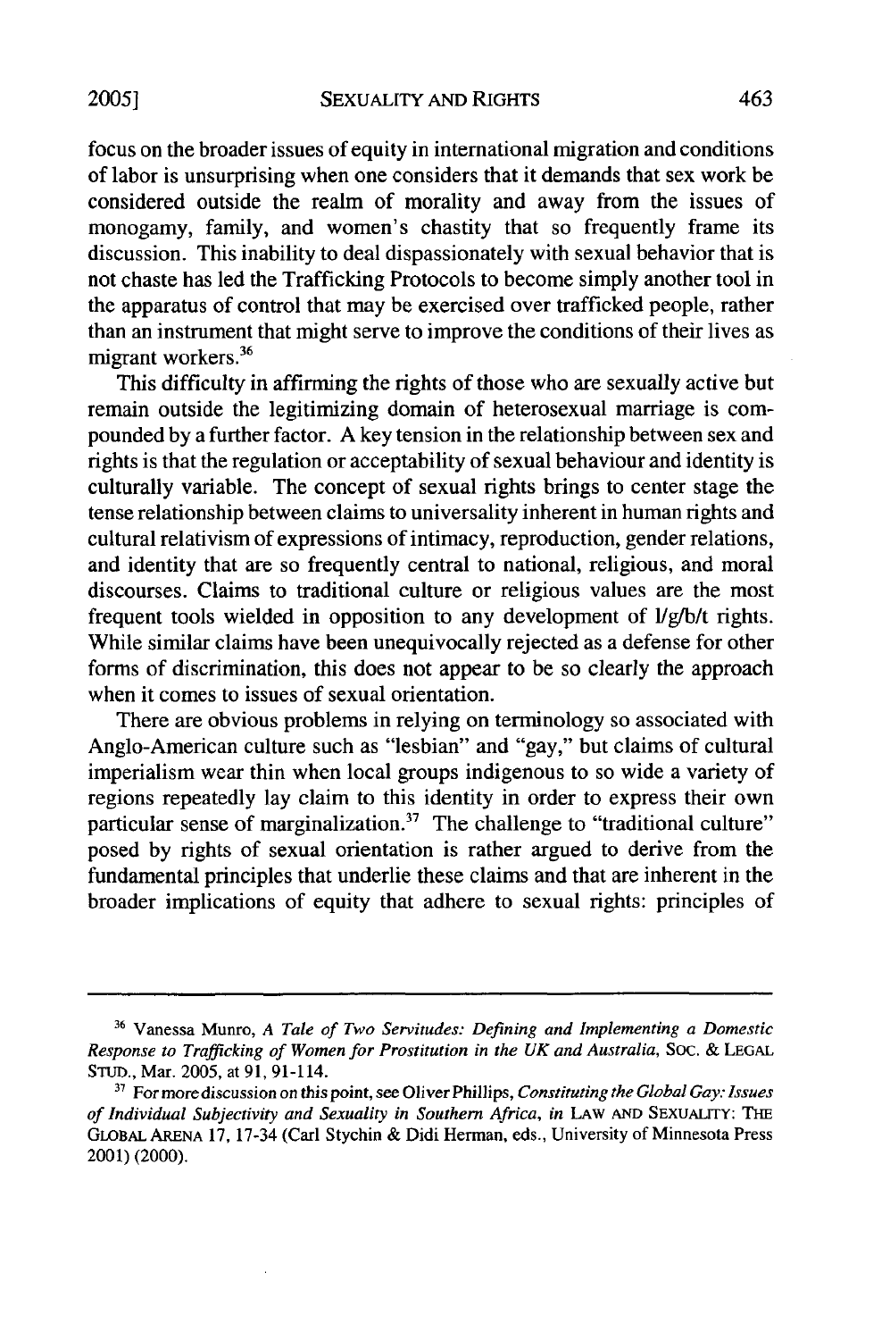focus on the broader issues of equity in international migration and conditions of labor is unsurprising when one considers that it demands that sex work be considered outside the realm of morality and away from the issues of monogamy, family, and women's chastity that so frequently frame its discussion. This inability to deal dispassionately with sexual behavior that is not chaste has led the Trafficking Protocols to become simply another tool in the apparatus of control that may be exercised over trafficked people, rather than an instrument that might serve to improve the conditions of their lives as migrant workers.[36]

This difficulty in affirming the rights of those who are sexually active but remain outside the legitimizing domain of heterosexual marriage is compounded by a further factor. A key tension in the relationship between sex and rights is that the regulation or acceptability of sexual behaviour and identity is culturally variable. The concept of sexual rights brings to center stage the tense relationship between claims to universality inherent in human rights and cultural relativism of expressions of intimacy, reproduction, gender relations, and identity that are so frequently central to national, religious, and moral discourses. Claims to traditional culture or religious values are the most frequent tools wielded in opposition to any development of l/g/b/t rights. While similar claims have been unequivocally rejected as a defense for other forms of discrimination, this does not appear to be so clearly the approach when it comes to issues of sexual orientation.

There are obvious problems in relying on terminology so associated with Anglo-American culture such as "lesbian" and "gay," but claims of cultural imperialism wear thin when local groups indigenous to so wide a variety of regions repeatedly lay claim to this identity in order to express their own particular sense of marginalization.[37] The challenge to "traditional culture" posed by rights of sexual orientation is rather argued to derive from the fundamental principles that underlie these claims and that are inherent in the broader implications of equity that adhere to sexual rights: principles of

---

[36] Vanessa Munro, *A Tale of Two Servitudes: Defining and Implementing a Domestic Response to Trafficking of Women for Prostitution in the UK and Australia*, SOC. & LEGAL STUD., Mar. 2005, at 91, 91-114.

[37] For more discussion on this point, see Oliver Phillips, *Constituting the Global Gay: Issues of Individual Subjectivity and Sexuality in Southern Africa*, *in* LAW AND SEXUALITY: THE GLOBAL ARENA 17, 17-34 (Carl Stychin & Didi Herman, eds., University of Minnesota Press 2001) (2000).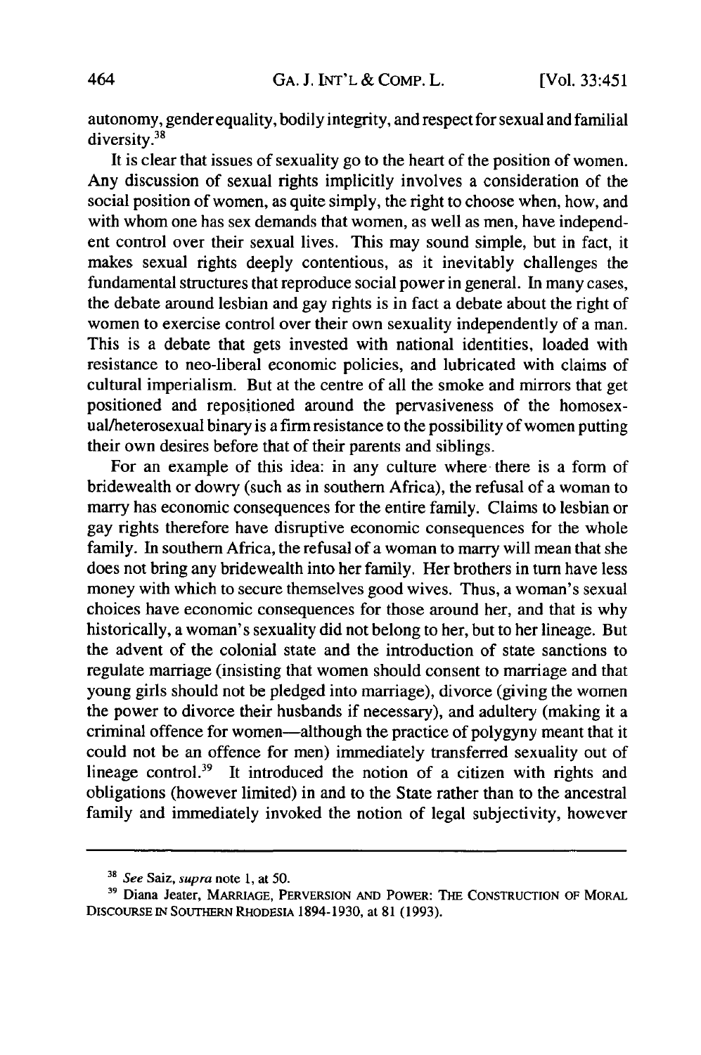autonomy, gender equality, bodily integrity, and respect for sexual and familial diversity.[38]

It is clear that issues of sexuality go to the heart of the position of women. Any discussion of sexual rights implicitly involves a consideration of the social position of women, as quite simply, the right to choose when, how, and with whom one has sex demands that women, as well as men, have independent control over their sexual lives. This may sound simple, but in fact, it makes sexual rights deeply contentious, as it inevitably challenges the fundamental structures that reproduce social power in general. In many cases, the debate around lesbian and gay rights is in fact a debate about the right of women to exercise control over their own sexuality independently of a man. This is a debate that gets invested with national identities, loaded with resistance to neo-liberal economic policies, and lubricated with claims of cultural imperialism. But at the centre of all the smoke and mirrors that get positioned and repositioned around the pervasiveness of the homosexual/heterosexual binary is a firm resistance to the possibility of women putting their own desires before that of their parents and siblings.

For an example of this idea: in any culture where there is a form of bridewealth or dowry (such as in southern Africa), the refusal of a woman to marry has economic consequences for the entire family. Claims to lesbian or gay rights therefore have disruptive economic consequences for the whole family. In southern Africa, the refusal of a woman to marry will mean that she does not bring any bridewealth into her family. Her brothers in turn have less money with which to secure themselves good wives. Thus, a woman's sexual choices have economic consequences for those around her, and that is why historically, a woman's sexuality did not belong to her, but to her lineage. But the advent of the colonial state and the introduction of state sanctions to regulate marriage (insisting that women should consent to marriage and that young girls should not be pledged into marriage), divorce (giving the women the power to divorce their husbands if necessary), and adultery (making it a criminal offence for women—although the practice of polygyny meant that it could not be an offence for men) immediately transferred sexuality out of lineage control.[39] It introduced the notion of a citizen with rights and obligations (however limited) in and to the State rather than to the ancestral family and immediately invoked the notion of legal subjectivity, however

---

[38] *See* Saiz, *supra* note 1, at 50.

[39] Diana Jeater, MARRIAGE, PERVERSION AND POWER: THE CONSTRUCTION OF MORAL DISCOURSE IN SOUTHERN RHODESIA 1894-1930, at 81 (1993).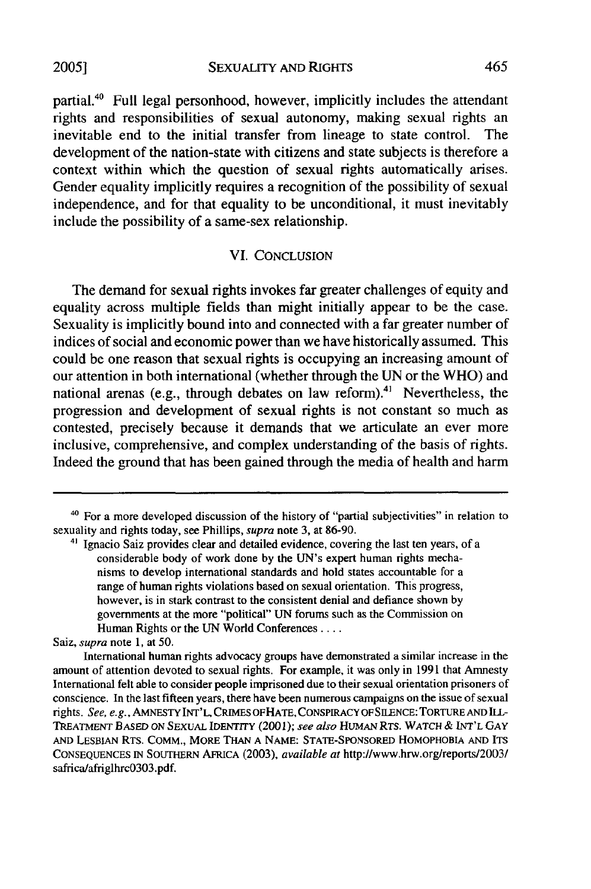partial.[40] Full legal personhood, however, implicitly includes the attendant rights and responsibilities of sexual autonomy, making sexual rights an inevitable end to the initial transfer from lineage to state control. The development of the nation-state with citizens and state subjects is therefore a context within which the question of sexual rights automatically arises. Gender equality implicitly requires a recognition of the possibility of sexual independence, and for that equality to be unconditional, it must inevitably include the possibility of a same-sex relationship.

## VI. CONCLUSION

The demand for sexual rights invokes far greater challenges of equity and equality across multiple fields than might initially appear to be the case. Sexuality is implicitly bound into and connected with a far greater number of indices of social and economic power than we have historically assumed. This could be one reason that sexual rights is occupying an increasing amount of our attention in both international (whether through the UN or the WHO) and national arenas (e.g., through debates on law reform).[41] Nevertheless, the progression and development of sexual rights is not constant so much as contested, precisely because it demands that we articulate an ever more inclusive, comprehensive, and complex understanding of the basis of rights. Indeed the ground that has been gained through the media of health and harm

---

[40] For a more developed discussion of the history of "partial subjectivities" in relation to sexuality and rights today, see Phillips, *supra* note 3, at 86-90.

[41] Ignacio Saiz provides clear and detailed evidence, covering the last ten years, of a

> considerable body of work done by the UN's expert human rights mechanisms to develop international standards and hold states accountable for a range of human rights violations based on sexual orientation. This progress, however, is in stark contrast to the consistent denial and defiance shown by governments at the more "political" UN forums such as the Commission on Human Rights or the UN World Conferences . . . .

Saiz, *supra* note 1, at 50.

International human rights advocacy groups have demonstrated a similar increase in the amount of attention devoted to sexual rights. For example, it was only in 1991 that Amnesty International felt able to consider people imprisoned due to their sexual orientation prisoners of conscience. In the last fifteen years, there have been numerous campaigns on the issue of sexual rights. *See, e.g.*, AMNESTY INT'L, CRIMES OF HATE, CONSPIRACY OF SILENCE: TORTURE AND ILL-TREATMENT BASED ON SEXUAL IDENTITY (2001); *see also* HUMAN RTS. WATCH & INT'L GAY AND LESBIAN RTS. COMM., MORE THAN A NAME: STATE-SPONSORED HOMOPHOBIA AND ITS CONSEQUENCES IN SOUTHERN AFRICA (2003), *available at* http://www.hrw.org/reports/2003/safrica/afriglhrc0303.pdf.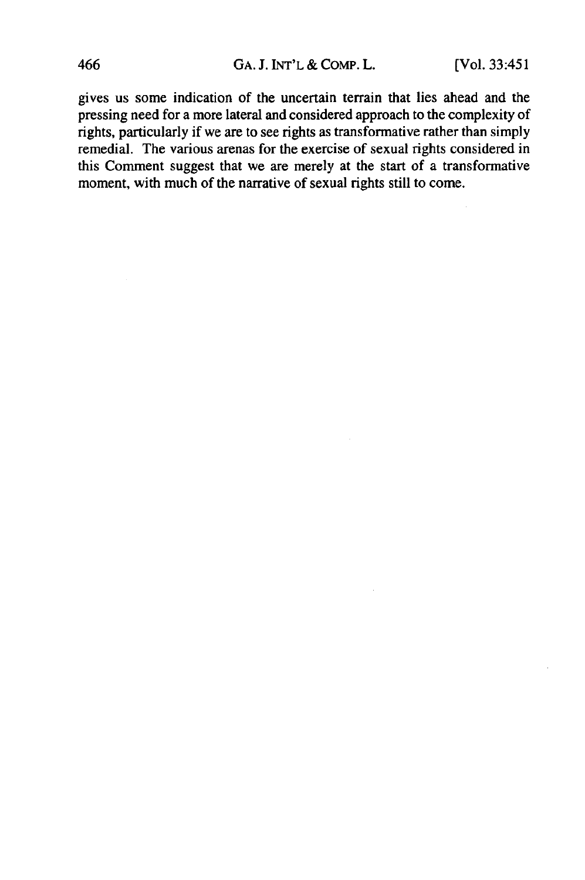gives us some indication of the uncertain terrain that lies ahead and the pressing need for a more lateral and considered approach to the complexity of rights, particularly if we are to see rights as transformative rather than simply remedial. The various arenas for the exercise of sexual rights considered in this Comment suggest that we are merely at the start of a transformative moment, with much of the narrative of sexual rights still to come.